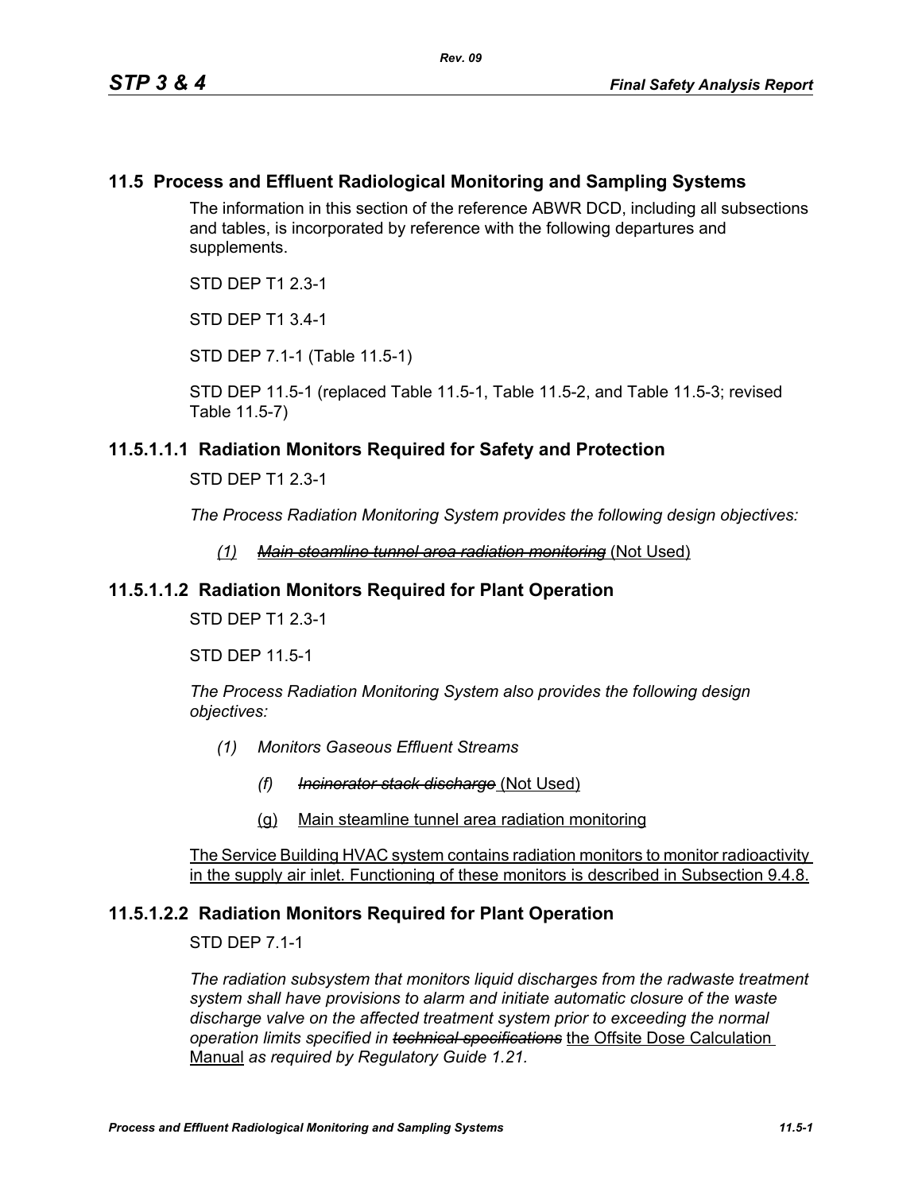## 11.5 Process and Effluent Radiological Monitoring and Sampling Systems

The information in this section of the reference ABWR DCD, including all subsections and tables, is incorporated by reference with the following departures and supplements.

STD DEP T1 2.3-1

STD DEP T1 3.4-1

STD DEP 7.1-1 (Table 11.5-1)

STD DEP 11.5-1 (replaced Table 11.5-1, Table 11.5-2, and Table 11.5-3; revised Table 11.5-7)

### 11.5.1.1.1 Radiation Monitors Required for Safety and Protection

STD DEP T1 2.3-1

*The Process Radiation Monitoring System provides the following design objectives:*

*(1)* ~~*Main steamline tunnel area radiation monitoring*~~ (Not Used)

### 11.5.1.1.2 Radiation Monitors Required for Plant Operation

STD DEP T1 2.3-1

STD DEP 11.5-1

*The Process Radiation Monitoring System also provides the following design objectives:*

*(1) Monitors Gaseous Effluent Streams*

*(f)* ~~*Incinerator stack discharge*~~ (Not Used)

(g) Main steamline tunnel area radiation monitoring

The Service Building HVAC system contains radiation monitors to monitor radioactivity in the supply air inlet. Functioning of these monitors is described in Subsection 9.4.8.

### 11.5.1.2.2 Radiation Monitors Required for Plant Operation

STD DEP 7.1-1

*The radiation subsystem that monitors liquid discharges from the radwaste treatment system shall have provisions to alarm and initiate automatic closure of the waste discharge valve on the affected treatment system prior to exceeding the normal operation limits specified in* ~~*technical specifications*~~ the Offsite Dose Calculation Manual *as required by Regulatory Guide 1.21.*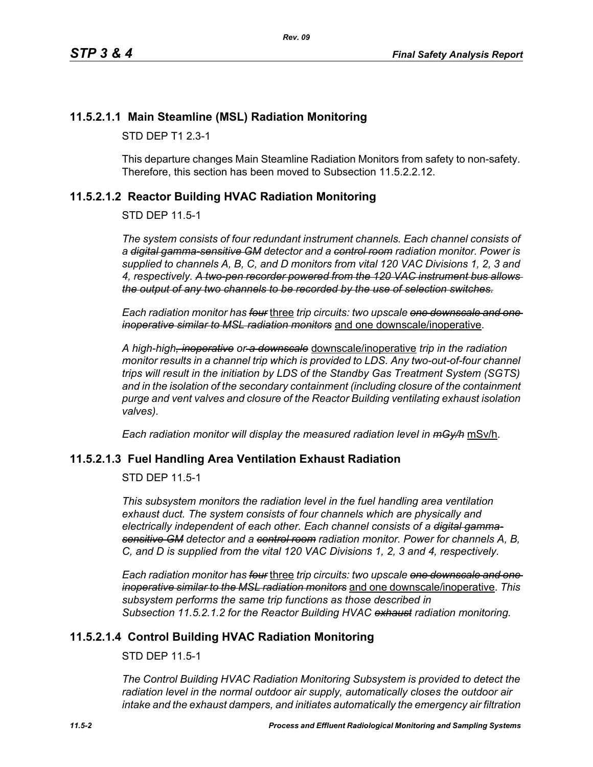### 11.5.2.1.1 Main Steamline (MSL) Radiation Monitoring

STD DEP T1 2.3-1

This departure changes Main Steamline Radiation Monitors from safety to non-safety. Therefore, this section has been moved to Subsection 11.5.2.2.12.

### 11.5.2.1.2 Reactor Building HVAC Radiation Monitoring

STD DEP 11.5-1

*The system consists of four redundant instrument channels. Each channel consists of a ~~digital gamma-sensitive GM~~ detector and a ~~control room~~ radiation monitor. Power is supplied to channels A, B, C, and D monitors from vital 120 VAC Divisions 1, 2, 3 and 4, respectively. ~~A two-pen recorder powered from the 120 VAC instrument bus allows the output of any two channels to be recorded by the use of selection switches.~~*

*Each radiation monitor has ~~four~~* <u>three</u> *trip circuits: two upscale ~~one downscale and one inoperative similar to MSL radiation monitors~~* <u>and one downscale/inoperative</u>.

*A high-high~~, inoperative~~ or ~~a downscale~~* <u>downscale/inoperative</u> *trip in the radiation monitor results in a channel trip which is provided to LDS. Any two-out-of-four channel trips will result in the initiation by LDS of the Standby Gas Treatment System (SGTS) and in the isolation of the secondary containment (including closure of the containment purge and vent valves and closure of the Reactor Building ventilating exhaust isolation valves).*

*Each radiation monitor will display the measured radiation level in ~~mGy/h~~* <u>mSv/h</u>.

### 11.5.2.1.3 Fuel Handling Area Ventilation Exhaust Radiation

STD DEP 11.5-1

*This subsystem monitors the radiation level in the fuel handling area ventilation exhaust duct. The system consists of four channels which are physically and electrically independent of each other. Each channel consists of a ~~digital gamma-sensitive GM~~ detector and a ~~control room~~ radiation monitor. Power for channels A, B, C, and D is supplied from the vital 120 VAC Divisions 1, 2, 3 and 4, respectively.*

*Each radiation monitor has ~~four~~* <u>three</u> *trip circuits: two upscale ~~one downscale and one inoperative similar to the MSL radiation monitors~~* <u>and one downscale/inoperative</u>. *This subsystem performs the same trip functions as those described in Subsection 11.5.2.1.2 for the Reactor Building HVAC ~~exhaust~~ radiation monitoring.*

### 11.5.2.1.4 Control Building HVAC Radiation Monitoring

STD DEP 11.5-1

*The Control Building HVAC Radiation Monitoring Subsystem is provided to detect the radiation level in the normal outdoor air supply, automatically closes the outdoor air intake and the exhaust dampers, and initiates automatically the emergency air filtration*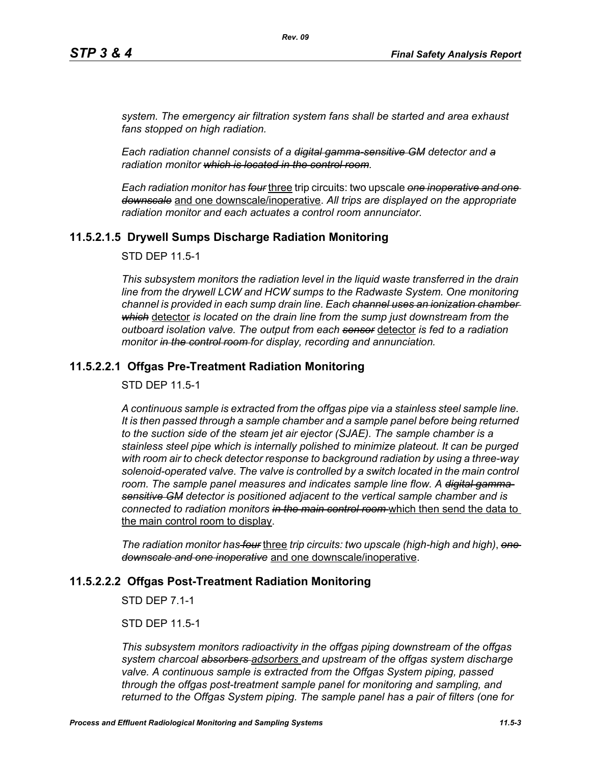*system. The emergency air filtration system fans shall be started and area exhaust fans stopped on high radiation.*

*Each radiation channel consists of a ~~digital gamma-sensitive GM~~ detector and ~~a~~ radiation monitor ~~which is located in the control room~~.*

*Each radiation monitor has ~~four~~* three trip circuits: two upscale *~~one inoperative and one downscale~~* and one downscale/inoperative. *All trips are displayed on the appropriate radiation monitor and each actuates a control room annunciator.*

### 11.5.2.1.5 Drywell Sumps Discharge Radiation Monitoring

STD DEP 11.5-1

*This subsystem monitors the radiation level in the liquid waste transferred in the drain line from the drywell LCW and HCW sumps to the Radwaste System. One monitoring channel is provided in each sump drain line. Each ~~channel uses an ionization chamber which~~* detector *is located on the drain line from the sump just downstream from the outboard isolation valve. The output from each ~~sensor~~* detector *is fed to a radiation monitor ~~in the control room~~ for display, recording and annunciation.*

### 11.5.2.2.1 Offgas Pre-Treatment Radiation Monitoring

STD DEP 11.5-1

*A continuous sample is extracted from the offgas pipe via a stainless steel sample line. It is then passed through a sample chamber and a sample panel before being returned to the suction side of the steam jet air ejector (SJAE). The sample chamber is a stainless steel pipe which is internally polished to minimize plateout. It can be purged with room air to check detector response to background radiation by using a three-way solenoid-operated valve. The valve is controlled by a switch located in the main control room. The sample panel measures and indicates sample line flow. A ~~digital gamma-sensitive GM~~ detector is positioned adjacent to the vertical sample chamber and is connected to radiation monitors ~~in the main control room~~* which then send the data to the main control room to display.

*The radiation monitor has ~~four~~* three *trip circuits: two upscale (high-high and high), ~~one downscale and one inoperative~~* and one downscale/inoperative.

### 11.5.2.2.2 Offgas Post-Treatment Radiation Monitoring

STD DEP 7.1-1

STD DEP 11.5-1

*This subsystem monitors radioactivity in the offgas piping downstream of the offgas system charcoal ~~absorbers~~* adsorbers *and upstream of the offgas system discharge valve. A continuous sample is extracted from the Offgas System piping, passed through the offgas post-treatment sample panel for monitoring and sampling, and returned to the Offgas System piping. The sample panel has a pair of filters (one for*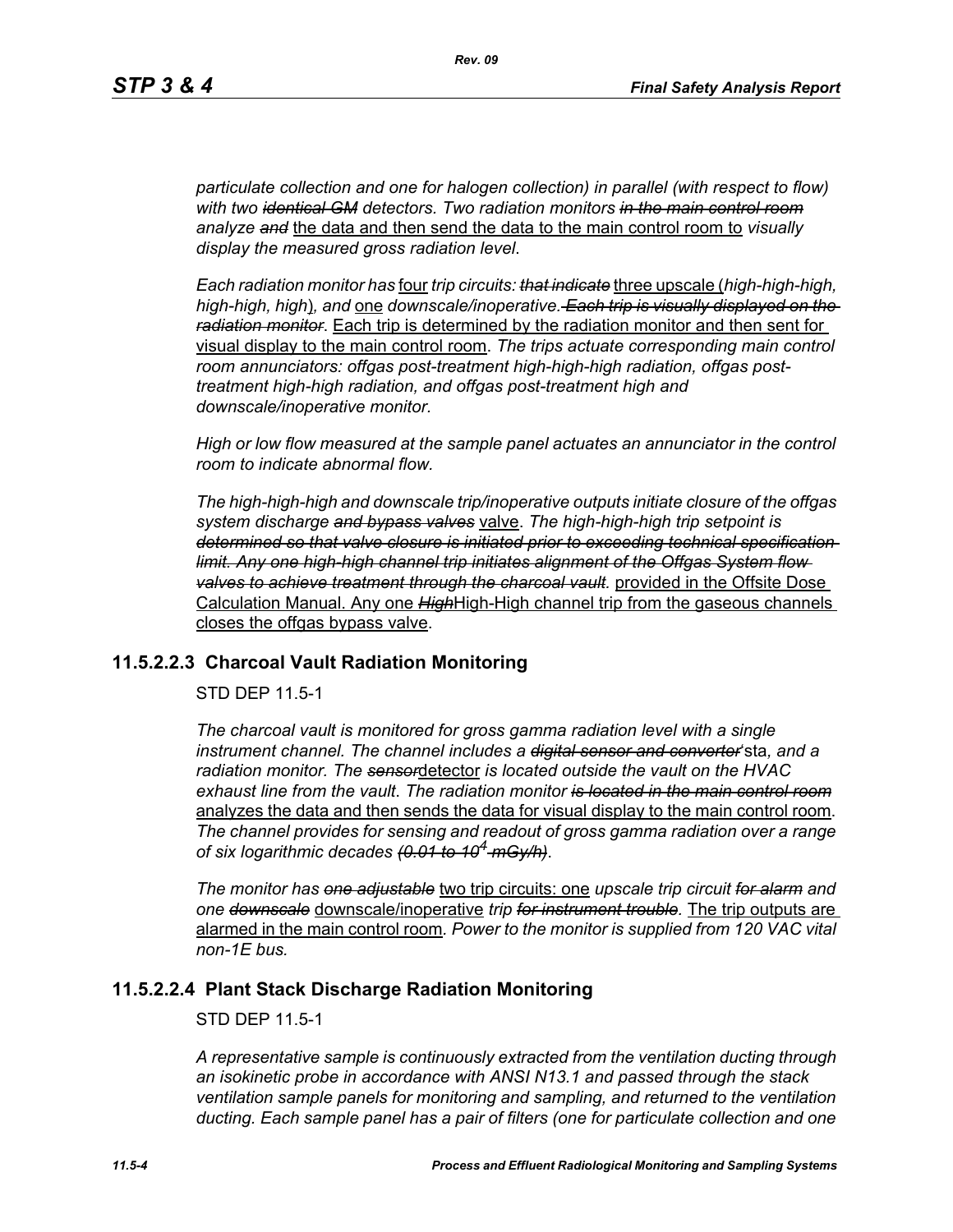*particulate collection and one for halogen collection) in parallel (with respect to flow) with two ~~identical GM~~ detectors. Two radiation monitors ~~in the main control room~~ analyze ~~and~~* the data and then send the data to the main control room to *visually display the measured gross radiation level*.

*Each radiation monitor has* four *trip circuits: ~~that indicate~~* three upscale (*high-high-high, high-high, high*)*, and* one *downscale/inoperative. ~~Each trip is visually displayed on the radiation monitor~~*. Each trip is determined by the radiation monitor and then sent for visual display to the main control room. *The trips actuate corresponding main control room annunciators: offgas post-treatment high-high-high radiation, offgas post-treatment high-high radiation, and offgas post-treatment high and downscale/inoperative monitor.*

*High or low flow measured at the sample panel actuates an annunciator in the control room to indicate abnormal flow.*

*The high-high-high and downscale trip/inoperative outputs initiate closure of the offgas system discharge ~~and bypass valves~~* valve. *The high-high-high trip setpoint is ~~determined so that valve closure is initiated prior to exceeding technical specification limit. Any one high-high channel trip initiates alignment of the Offgas System flow valves to achieve treatment through the charcoal vault.~~* provided in the Offsite Dose Calculation Manual. Any one ~~*High*~~High-High channel trip from the gaseous channels closes the offgas bypass valve.

### 11.5.2.2.3 Charcoal Vault Radiation Monitoring

STD DEP 11.5-1

*The charcoal vault is monitored for gross gamma radiation level with a single instrument channel. The channel includes a ~~digital sensor and converter~~*'s*ta, and a radiation monitor. The ~~sensor~~*detector *is located outside the vault on the HVAC exhaust line from the vault*. *The radiation monitor ~~is located in the main control room~~* analyzes the data and then sends the data for visual display to the main control room. *The channel provides for sensing and readout of gross gamma radiation over a range of six logarithmic decades ~~(0.01 to $10^4$ mGy/h)~~*.

*The monitor has ~~one adjustable~~* two trip circuits: one *upscale trip circuit ~~for alarm~~ and one ~~downscale~~* downscale/inoperative *trip ~~for instrument trouble~~.* The trip outputs are alarmed in the main control room*. Power to the monitor is supplied from 120 VAC vital non-1E bus.*

### 11.5.2.2.4 Plant Stack Discharge Radiation Monitoring

STD DEP 11.5-1

*A representative sample is continuously extracted from the ventilation ducting through an isokinetic probe in accordance with ANSI N13.1 and passed through the stack ventilation sample panels for monitoring and sampling, and returned to the ventilation ducting. Each sample panel has a pair of filters (one for particulate collection and one*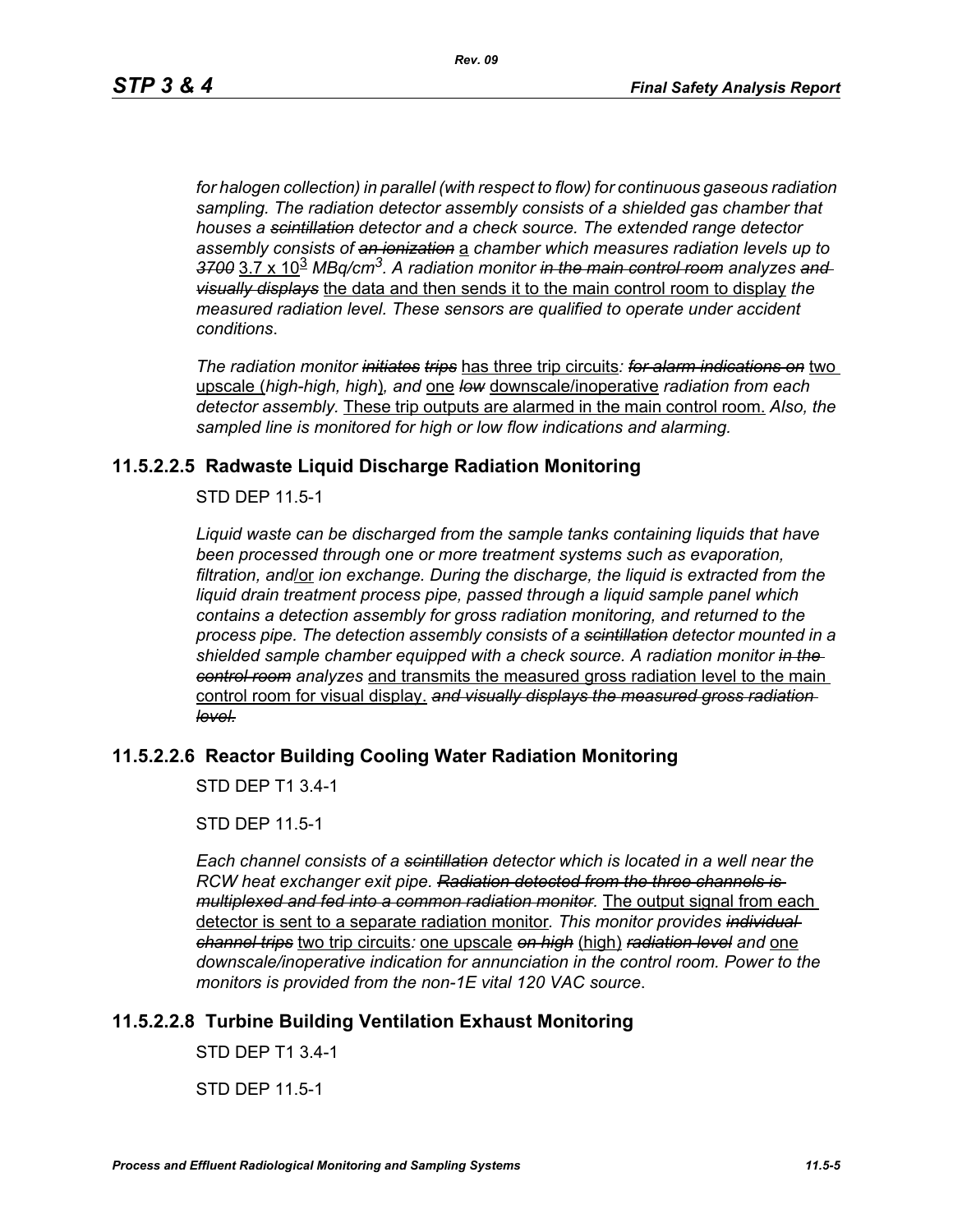*for halogen collection) in parallel (with respect to flow) for continuous gaseous radiation sampling. The radiation detector assembly consists of a shielded gas chamber that houses a ~~scintillation~~ detector and a check source. The extended range detector assembly consists of ~~an ionization~~* a *chamber which measures radiation levels up to ~~3700~~* $3.7 \times 10^3$ *MBq/cm*$^3$*. A radiation monitor ~~in the main control room~~ analyzes ~~and visually displays~~* the data and then sends it to the main control room to display *the measured radiation level. These sensors are qualified to operate under accident conditions*.

*The radiation monitor ~~initiates~~ ~~trips~~* has three trip circuits*: ~~for alarm indications on~~* two upscale (*high-high, high*)*, and* one *~~low~~* downscale/inoperative *radiation from each detector assembly.* These trip outputs are alarmed in the main control room. *Also, the sampled line is monitored for high or low flow indications and alarming.*

### 11.5.2.2.5 Radwaste Liquid Discharge Radiation Monitoring

STD DEP 11.5-1

*Liquid waste can be discharged from the sample tanks containing liquids that have been processed through one or more treatment systems such as evaporation, filtration, and*/or *ion exchange. During the discharge, the liquid is extracted from the liquid drain treatment process pipe, passed through a liquid sample panel which contains a detection assembly for gross radiation monitoring, and returned to the process pipe. The detection assembly consists of a ~~scintillation~~ detector mounted in a shielded sample chamber equipped with a check source. A radiation monitor ~~in the control room~~ analyzes* and transmits the measured gross radiation level to the main control room for visual display. *~~and visually displays the measured gross radiation level.~~*

### 11.5.2.2.6 Reactor Building Cooling Water Radiation Monitoring

STD DEP T1 3.4-1

STD DEP 11.5-1

*Each channel consists of a ~~scintillation~~ detector which is located in a well near the RCW heat exchanger exit pipe. ~~Radiation detected from the three channels is multiplexed and fed into a common radiation monitor.~~* The output signal from each detector is sent to a separate radiation monitor*. This monitor provides ~~individual channel trips~~* two trip circuits*:* one upscale *~~on high~~* (high) *~~radiation level~~ and* one *downscale/inoperative indication for annunciation in the control room. Power to the monitors is provided from the non-1E vital 120 VAC source*.

### 11.5.2.2.8 Turbine Building Ventilation Exhaust Monitoring

STD DEP T1 3.4-1

STD DEP 11.5-1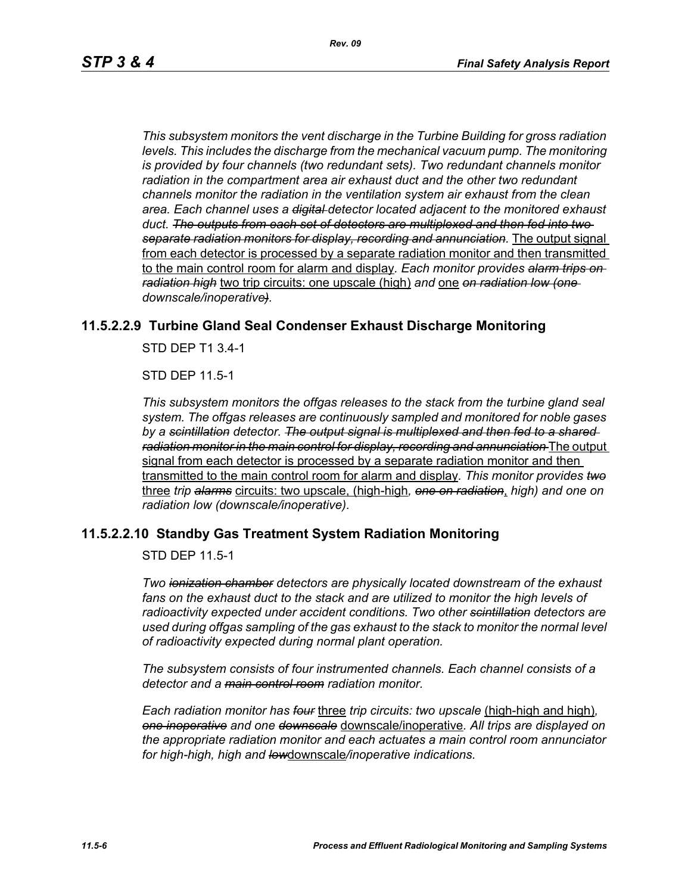*This subsystem monitors the vent discharge in the Turbine Building for gross radiation levels. This includes the discharge from the mechanical vacuum pump. The monitoring is provided by four channels (two redundant sets). Two redundant channels monitor radiation in the compartment area air exhaust duct and the other two redundant channels monitor the radiation in the ventilation system air exhaust from the clean area. Each channel uses a ~~digital~~ detector located adjacent to the monitored exhaust duct. ~~The outputs from each set of detectors are multiplexed and then fed into two separate radiation monitors for display, recording and annunciation.~~* <u>The output signal from each detector is processed by a separate radiation monitor and then transmitted to the main control room for alarm and display</u>. *Each monitor provides ~~alarm trips on radiation high~~* <u>two trip circuits: one upscale (high)</u> *and* <u>one</u> *~~on radiation low (one~~ downscale/inoperative~~)~~.*

### 11.5.2.2.9 Turbine Gland Seal Condenser Exhaust Discharge Monitoring

STD DEP T1 3.4-1

STD DEP 11.5-1

*This subsystem monitors the offgas releases to the stack from the turbine gland seal system. The offgas releases are continuously sampled and monitored for noble gases by a ~~scintillation~~ detector. ~~The output signal is multiplexed and then fed to a shared radiation monitor in the main control for display, recording and annunciation~~* <u>The output signal from each detector is processed by a separate radiation monitor and then transmitted to the main control room for alarm and display</u>*. This monitor provides ~~two~~* <u>three</u> *trip ~~alarms~~* <u>circuits: two upscale, (high-high</u>*, ~~one on radiation~~*<u>,</u> *high) and one on radiation low (downscale/inoperative).*

### 11.5.2.2.10 Standby Gas Treatment System Radiation Monitoring

STD DEP 11.5-1

*Two ~~ionization chamber~~ detectors are physically located downstream of the exhaust fans on the exhaust duct to the stack and are utilized to monitor the high levels of radioactivity expected under accident conditions. Two other ~~scintillation~~ detectors are used during offgas sampling of the gas exhaust to the stack to monitor the normal level of radioactivity expected during normal plant operation.*

*The subsystem consists of four instrumented channels. Each channel consists of a detector and a ~~main control room~~ radiation monitor.*

*Each radiation monitor has ~~four~~* <u>three</u> *trip circuits: two upscale* <u>(high-high and high)</u>*, ~~one inoperative~~ and one ~~downscale~~* <u>downscale/inoperative</u>*. All trips are displayed on the appropriate radiation monitor and each actuates a main control room annunciator for high-high, high and ~~low~~*<u>downscale</u>*/inoperative indications.*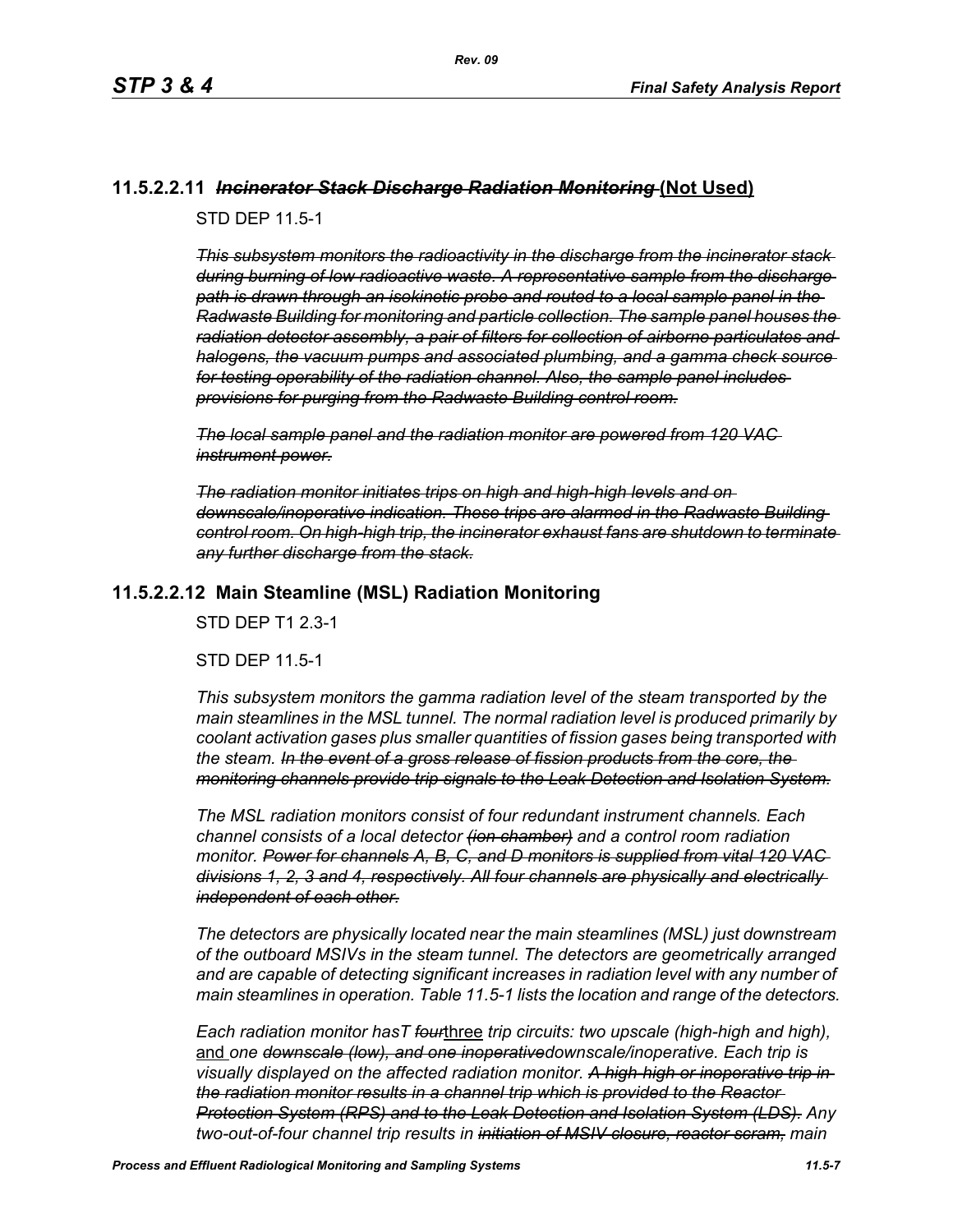### 11.5.2.2.11 ~~*Incinerator Stack Discharge Radiation Monitoring*~~ **(Not Used)**

STD DEP 11.5-1

~~*This subsystem monitors the radioactivity in the discharge from the incinerator stack during burning of low radioactive waste. A representative sample from the discharge path is drawn through an isokinetic probe and routed to a local sample panel in the Radwaste Building for monitoring and particle collection. The sample panel houses the radiation detector assembly, a pair of filters for collection of airborne particulates and halogens, the vacuum pumps and associated plumbing, and a gamma check source for testing operability of the radiation channel. Also, the sample panel includes provisions for purging from the Radwaste Building control room.*~~

~~*The local sample panel and the radiation monitor are powered from 120 VAC instrument power.*~~

~~*The radiation monitor initiates trips on high and high-high levels and on downscale/inoperative indication. These trips are alarmed in the Radwaste Building control room. On high-high trip, the incinerator exhaust fans are shutdown to terminate any further discharge from the stack.*~~

### 11.5.2.2.12 Main Steamline (MSL) Radiation Monitoring

STD DEP T1 2.3-1

STD DEP 11.5-1

*This subsystem monitors the gamma radiation level of the steam transported by the main steamlines in the MSL tunnel. The normal radiation level is produced primarily by coolant activation gases plus smaller quantities of fission gases being transported with the steam.* ~~*In the event of a gross release of fission products from the core, the monitoring channels provide trip signals to the Leak Detection and Isolation System.*~~

*The MSL radiation monitors consist of four redundant instrument channels. Each channel consists of a local detector* ~~*(ion chamber)*~~ *and a control room radiation monitor.* ~~*Power for channels A, B, C, and D monitors is supplied from vital 120 VAC divisions 1, 2, 3 and 4, respectively. All four channels are physically and electrically independent of each other.*~~

*The detectors are physically located near the main steamlines (MSL) just downstream of the outboard MSIVs in the steam tunnel. The detectors are geometrically arranged and are capable of detecting significant increases in radiation level with any number of main steamlines in operation. Table 11.5-1 lists the location and range of the detectors.*

*Each radiation monitor hasT* ~~*four*~~three *trip circuits: two upscale (high-high and high),* and *one* ~~*downscale (low), and one inoperative*~~*downscale/inoperative. Each trip is visually displayed on the affected radiation monitor.* ~~*A high-high or inoperative trip in the radiation monitor results in a channel trip which is provided to the Reactor Protection System (RPS) and to the Leak Detection and Isolation System (LDS).*~~ *Any two-out-of-four channel trip results in* ~~*initiation of MSIV closure, reactor scram,*~~ *main*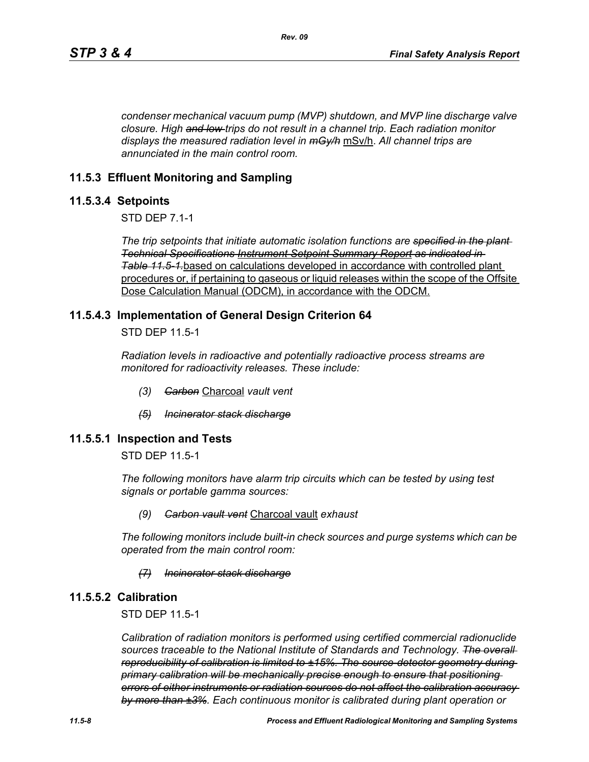*condenser mechanical vacuum pump (MVP) shutdown, and MVP line discharge valve closure. High ~~and low~~ trips do not result in a channel trip. Each radiation monitor displays the measured radiation level in ~~mGy/h~~* <u>mSv/h</u>. *All channel trips are annunciated in the main control room.*

## 11.5.3 Effluent Monitoring and Sampling

## 11.5.3.4 Setpoints

STD DEP 7.1-1

*The trip setpoints that initiate automatic isolation functions are ~~specified in the plant Technical Specifications~~ ~~Instrument Setpoint Summary Report~~ ~~as indicated in Table 11.5-1.~~*<u>based on calculations developed in accordance with controlled plant procedures or, if pertaining to gaseous or liquid releases within the scope of the Offsite Dose Calculation Manual (ODCM), in accordance with the ODCM.</u>

## 11.5.4.3 Implementation of General Design Criterion 64

STD DEP 11.5-1

*Radiation levels in radioactive and potentially radioactive process streams are monitored for radioactivity releases. These include:*

- *(3) ~~Carbon~~* <u>Charcoal</u> *vault vent*
- *~~(5) Incinerator stack discharge~~*

## 11.5.5.1 Inspection and Tests

STD DEP 11.5-1

*The following monitors have alarm trip circuits which can be tested by using test signals or portable gamma sources:*

- *(9) ~~Carbon vault vent~~* <u>Charcoal vault</u> *exhaust*

*The following monitors include built-in check sources and purge systems which can be operated from the main control room:*

- *~~(7) Incinerator stack discharge~~*

## 11.5.5.2 Calibration

STD DEP 11.5-1

*Calibration of radiation monitors is performed using certified commercial radionuclide sources traceable to the National Institute of Standards and Technology. ~~The overall reproducibility of calibration is limited to ±15%. The source-detector geometry during primary calibration will be mechanically precise enough to ensure that positioning errors of either instruments or radiation sources do not affect the calibration accuracy by more than ±3%~~. Each continuous monitor is calibrated during plant operation or*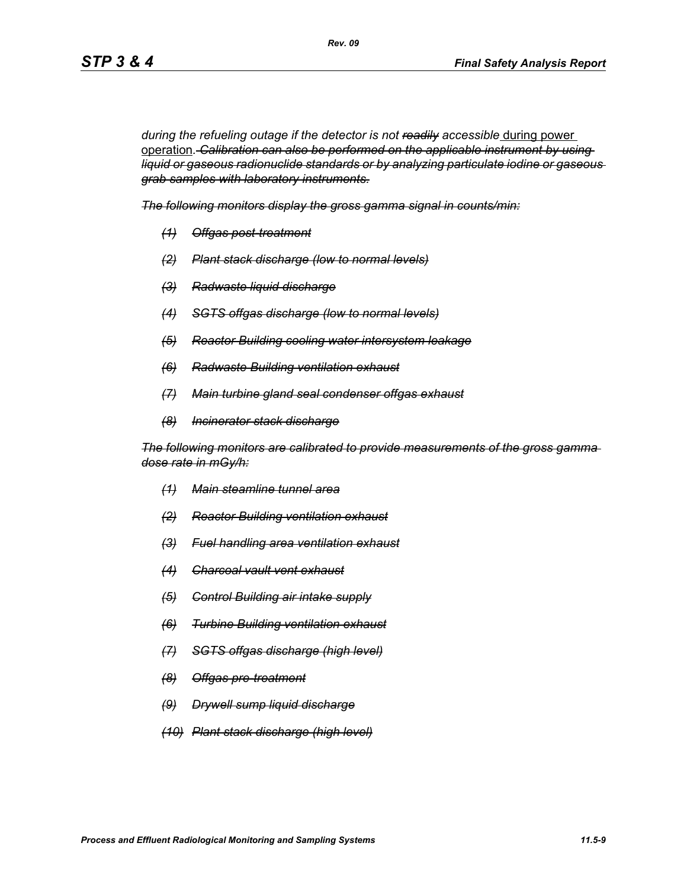*during the refueling outage if the detector is not ~~readily~~ accessible* during power operation. ~~*Calibration can also be performed on the applicable instrument by using liquid or gaseous radionuclide standards or by analyzing particulate iodine or gaseous grab samples with laboratory instruments.*~~

~~*The following monitors display the gross gamma signal in counts/min:*~~

~~*(1) Offgas post-treatment*~~

~~*(2) Plant stack discharge (low to normal levels)*~~

~~*(3) Radwaste liquid discharge*~~

~~*(4) SGTS offgas discharge (low to normal levels)*~~

~~*(5) Reactor Building cooling water intersystem leakage*~~

~~*(6) Radwaste Building ventilation exhaust*~~

~~*(7) Main turbine gland seal condenser offgas exhaust*~~

~~*(8) Incinerator stack discharge*~~

~~*The following monitors are calibrated to provide measurements of the gross gamma dose rate in mGy/h:*~~

~~*(1) Main steamline tunnel area*~~

~~*(2) Reactor Building ventilation exhaust*~~

~~*(3) Fuel handling area ventilation exhaust*~~

~~*(4) Charcoal vault vent exhaust*~~

~~*(5) Control Building air intake supply*~~

~~*(6) Turbine Building ventilation exhaust*~~

~~*(7) SGTS offgas discharge (high level)*~~

~~*(8) Offgas pre-treatment*~~

~~*(9) Drywell sump liquid discharge*~~

~~*(10) Plant stack discharge (high level)*~~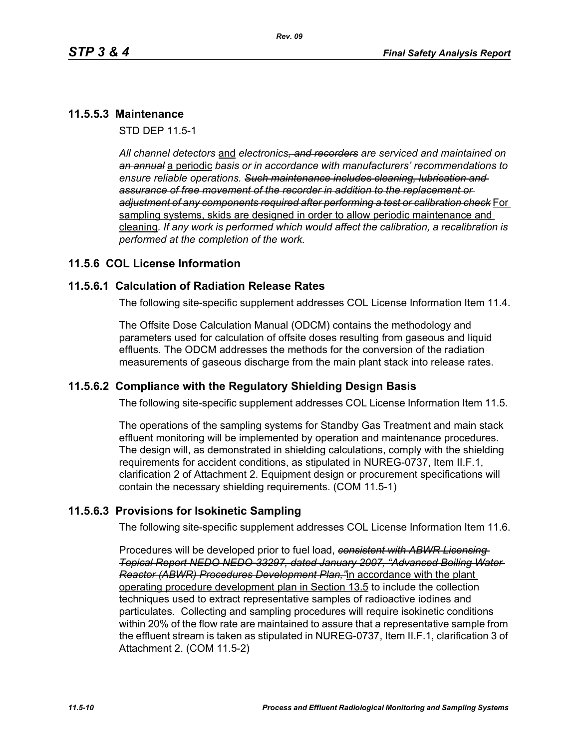### 11.5.5.3 Maintenance

STD DEP 11.5-1

*All channel detectors* and *electronics~~, and recorders~~ are serviced and maintained on ~~an annual~~* a periodic *basis or in accordance with manufacturers' recommendations to ensure reliable operations. ~~Such maintenance includes cleaning, lubrication and assurance of free movement of the recorder in addition to the replacement or adjustment of any components required after performing a test or calibration check~~* For sampling systems, skids are designed in order to allow periodic maintenance and cleaning*. If any work is performed which would affect the calibration, a recalibration is performed at the completion of the work.*

## 11.5.6 COL License Information

### 11.5.6.1 Calculation of Radiation Release Rates

The following site-specific supplement addresses COL License Information Item 11.4.

The Offsite Dose Calculation Manual (ODCM) contains the methodology and parameters used for calculation of offsite doses resulting from gaseous and liquid effluents. The ODCM addresses the methods for the conversion of the radiation measurements of gaseous discharge from the main plant stack into release rates.

### 11.5.6.2 Compliance with the Regulatory Shielding Design Basis

The following site-specific supplement addresses COL License Information Item 11.5.

The operations of the sampling systems for Standby Gas Treatment and main stack effluent monitoring will be implemented by operation and maintenance procedures. The design will, as demonstrated in shielding calculations, comply with the shielding requirements for accident conditions, as stipulated in NUREG-0737, Item II.F.1, clarification 2 of Attachment 2. Equipment design or procurement specifications will contain the necessary shielding requirements. (COM 11.5-1)

### 11.5.6.3 Provisions for Isokinetic Sampling

The following site-specific supplement addresses COL License Information Item 11.6.

Procedures will be developed prior to fuel load, *~~consistent with ABWR Licensing Topical Report NEDO NEDO-33297, dated January 2007, "Advanced Boiling Water Reactor (ABWR) Procedures Development Plan,"~~* in accordance with the plant operating procedure development plan in Section 13.5 to include the collection techniques used to extract representative samples of radioactive iodines and particulates. Collecting and sampling procedures will require isokinetic conditions within 20% of the flow rate are maintained to assure that a representative sample from the effluent stream is taken as stipulated in NUREG-0737, Item II.F.1, clarification 3 of Attachment 2. (COM 11.5-2)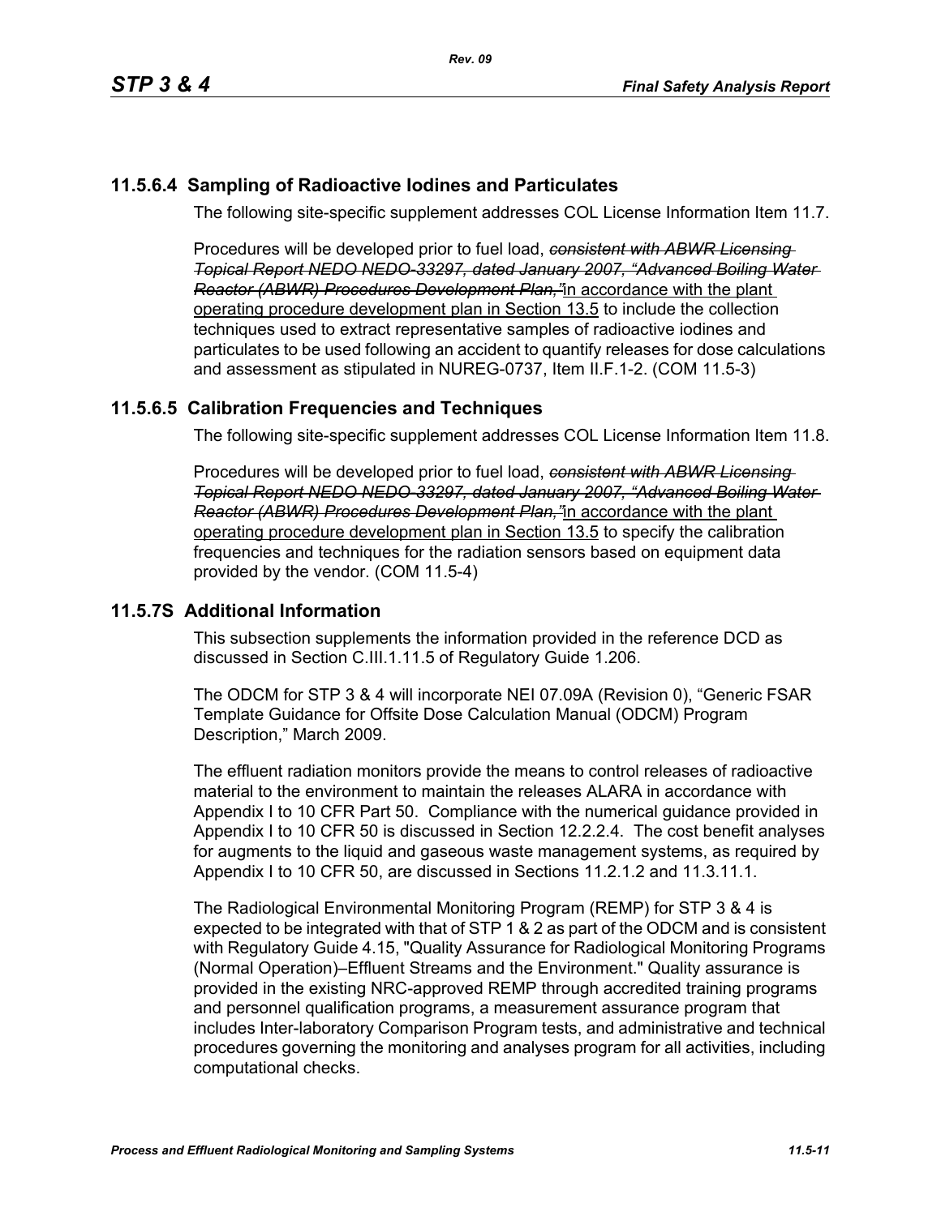## 11.5.6.4 Sampling of Radioactive Iodines and Particulates

The following site-specific supplement addresses COL License Information Item 11.7.

Procedures will be developed prior to fuel load, ~~*consistent with ABWR Licensing Topical Report NEDO NEDO-33297, dated January 2007, "Advanced Boiling Water Reactor (ABWR) Procedures Development Plan,"*~~ <u>in accordance with the plant operating procedure development plan in Section 13.5</u> to include the collection techniques used to extract representative samples of radioactive iodines and particulates to be used following an accident to quantify releases for dose calculations and assessment as stipulated in NUREG-0737, Item II.F.1-2. (COM 11.5-3)

## 11.5.6.5 Calibration Frequencies and Techniques

The following site-specific supplement addresses COL License Information Item 11.8.

Procedures will be developed prior to fuel load, ~~*consistent with ABWR Licensing Topical Report NEDO NEDO-33297, dated January 2007, "Advanced Boiling Water Reactor (ABWR) Procedures Development Plan,"*~~ <u>in accordance with the plant operating procedure development plan in Section 13.5</u> to specify the calibration frequencies and techniques for the radiation sensors based on equipment data provided by the vendor. (COM 11.5-4)

## 11.5.7S Additional Information

This subsection supplements the information provided in the reference DCD as discussed in Section C.III.1.11.5 of Regulatory Guide 1.206.

The ODCM for STP 3 & 4 will incorporate NEI 07.09A (Revision 0), "Generic FSAR Template Guidance for Offsite Dose Calculation Manual (ODCM) Program Description," March 2009.

The effluent radiation monitors provide the means to control releases of radioactive material to the environment to maintain the releases ALARA in accordance with Appendix I to 10 CFR Part 50. Compliance with the numerical guidance provided in Appendix I to 10 CFR 50 is discussed in Section 12.2.2.4. The cost benefit analyses for augments to the liquid and gaseous waste management systems, as required by Appendix I to 10 CFR 50, are discussed in Sections 11.2.1.2 and 11.3.11.1.

The Radiological Environmental Monitoring Program (REMP) for STP 3 & 4 is expected to be integrated with that of STP 1 & 2 as part of the ODCM and is consistent with Regulatory Guide 4.15, "Quality Assurance for Radiological Monitoring Programs (Normal Operation)–Effluent Streams and the Environment." Quality assurance is provided in the existing NRC-approved REMP through accredited training programs and personnel qualification programs, a measurement assurance program that includes Inter-laboratory Comparison Program tests, and administrative and technical procedures governing the monitoring and analyses program for all activities, including computational checks.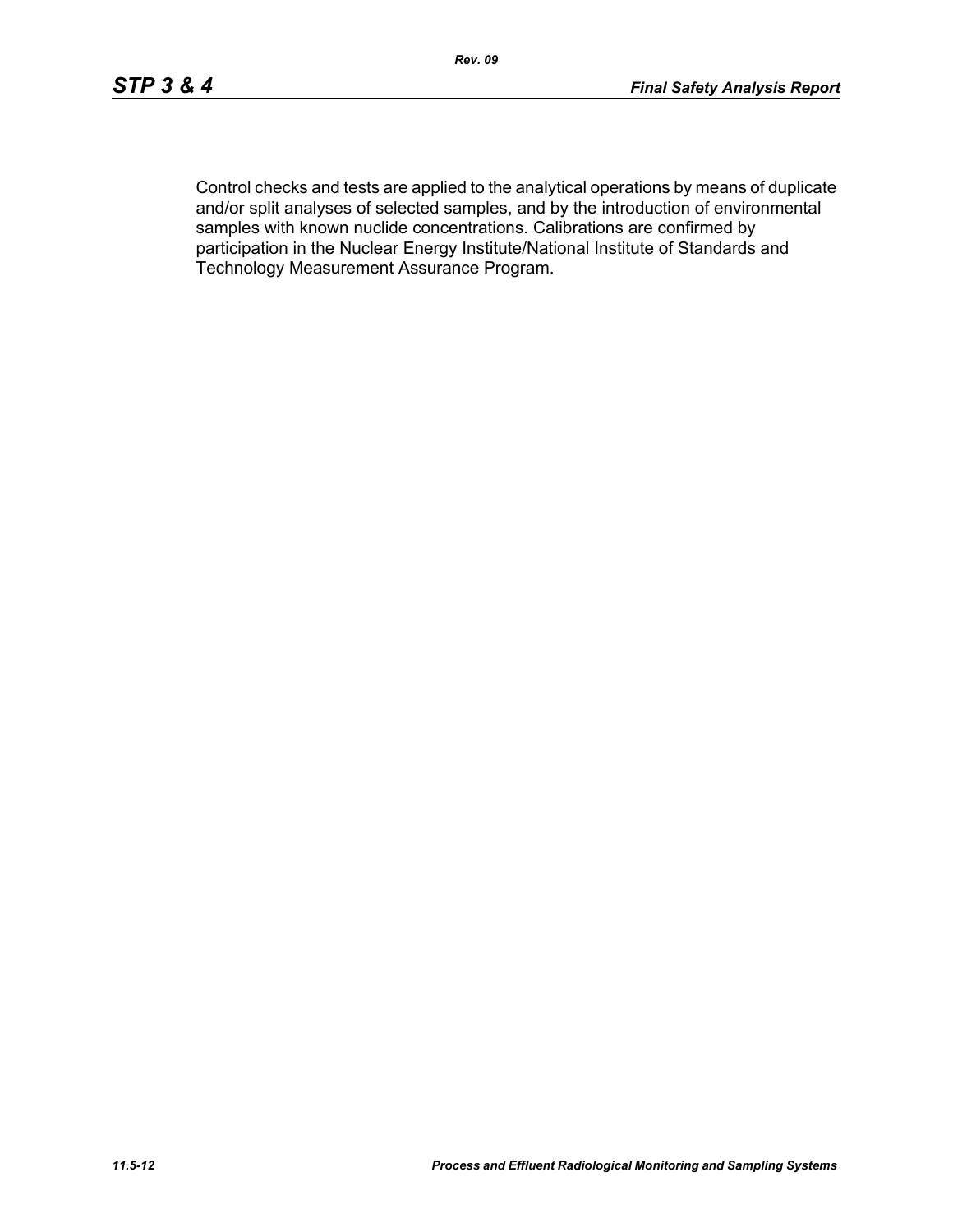Control checks and tests are applied to the analytical operations by means of duplicate and/or split analyses of selected samples, and by the introduction of environmental samples with known nuclide concentrations. Calibrations are confirmed by participation in the Nuclear Energy Institute/National Institute of Standards and Technology Measurement Assurance Program.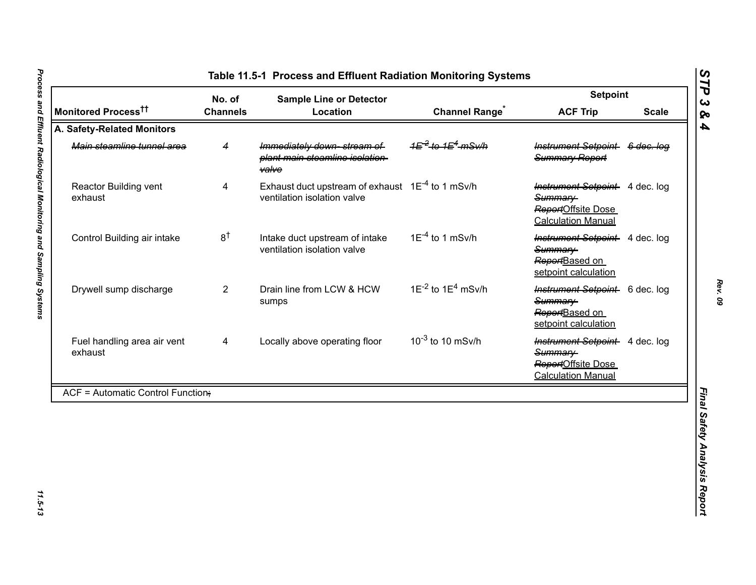## Table 11.5-1 Process and Effluent Radiation Monitoring Systems

| Monitored Process[††] | No. of Channels | Sample Line or Detector Location | Channel Range[*] | Setpoint ACF Trip | Setpoint Scale |
|---|---|---|---|---|---|
| **A. Safety-Related Monitors** | | | | | |
| ~~Main steamline tunnel area~~ | ~~4~~ | ~~Immediately down- stream of plant main steamline isolation valve~~ | ~~$1E^{-2}$ to $1E^{4}$ mSv/h~~ | ~~Instrument Setpoint Summary Report~~ | ~~6 dec. log~~ |
| Reactor Building vent exhaust | 4 | Exhaust duct upstream of exhaust ventilation isolation valve | $1E^{-4}$ to 1 mSv/h | ~~Instrument Setpoint Summary Report~~Offsite Dose Calculation Manual | 4 dec. log |
| Control Building air intake | 8[†] | Intake duct upstream of intake ventilation isolation valve | $1E^{-4}$ to 1 mSv/h | ~~Instrument Setpoint Summary Report~~Based on setpoint calculation | 4 dec. log |
| Drywell sump discharge | 2 | Drain line from LCW & HCW sumps | $1E^{-2}$ to $1E^{4}$ mSv/h | ~~Instrument Setpoint Summary Report~~Based on setpoint calculation | 6 dec. log |
| Fuel handling area air vent exhaust | 4 | Locally above operating floor | $10^{-3}$ to 10 mSv/h | ~~Instrument Setpoint Summary Report~~Offsite Dose Calculation Manual | 4 dec. log |

ACF = Automatic Control Function~~;~~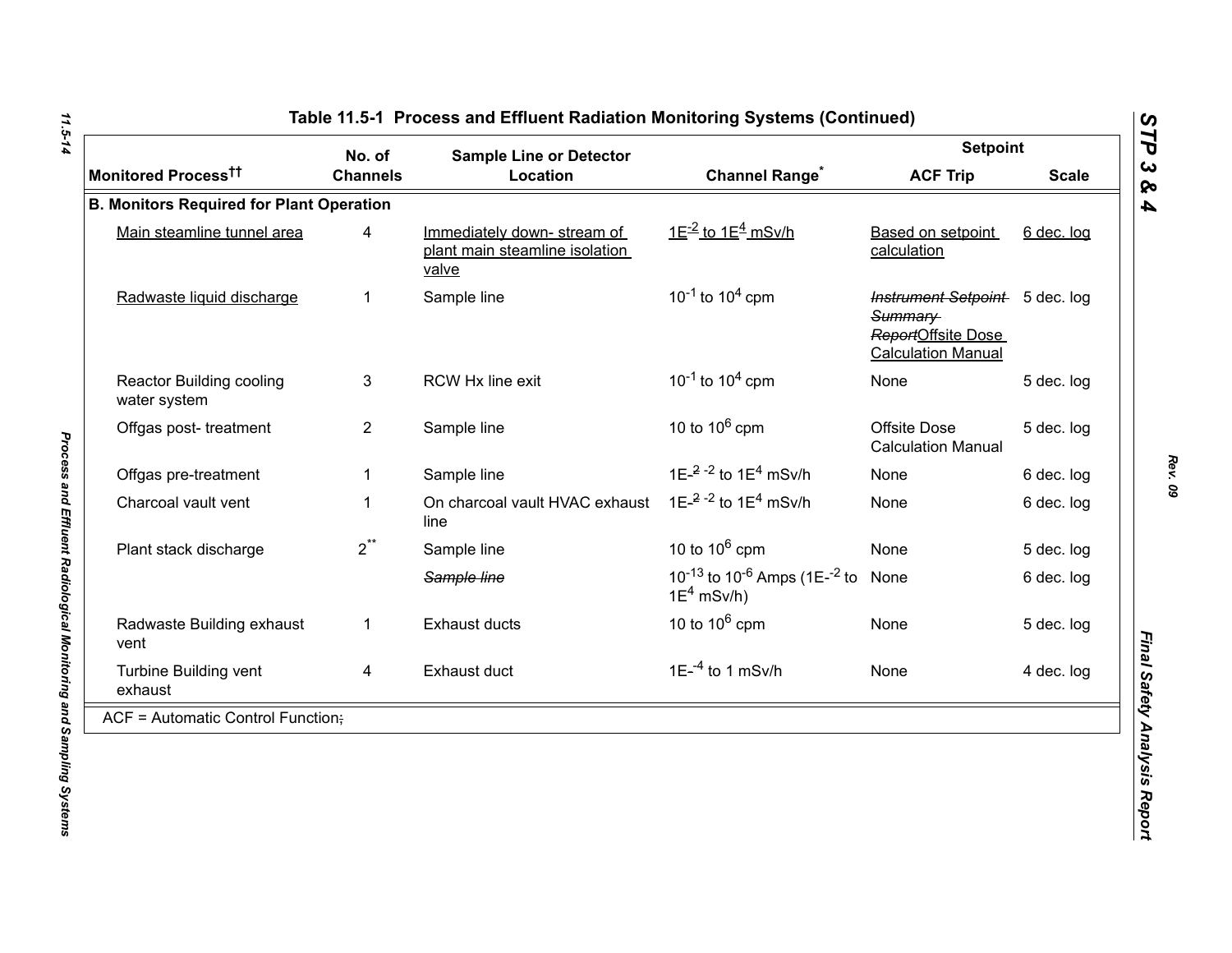## Table 11.5-1 Process and Effluent Radiation Monitoring Systems (Continued)

| Monitored Process†† | No. of Channels | Sample Line or Detector Location | Channel Range* | Setpoint ACF Trip | Setpoint Scale |
|---|---|---|---|---|---|
| **B. Monitors Required for Plant Operation** | | | | | |
| Main steamline tunnel area | 4 | Immediately down- stream of plant main steamline isolation valve | $1E^{-2}$ to $1E^{4}$ mSv/h | Based on setpoint calculation | 6 dec. log |
| Radwaste liquid discharge | 1 | Sample line | $10^{-1}$ to $10^{4}$ cpm | ~~Instrument Setpoint Summary Report~~Offsite Dose Calculation Manual | 5 dec. log |
| Reactor Building cooling water system | 3 | RCW Hx line exit | $10^{-1}$ to $10^{4}$ cpm | None | 5 dec. log |
| Offgas post- treatment | 2 | Sample line | 10 to $10^{6}$ cpm | Offsite Dose Calculation Manual | 5 dec. log |
| Offgas pre-treatment | 1 | Sample line | 1E-~~2~~ -2 to $1E^{4}$ mSv/h | None | 6 dec. log |
| Charcoal vault vent | 1 | On charcoal vault HVAC exhaust line | 1E-~~2~~ -2 to $1E^{4}$ mSv/h | None | 6 dec. log |
| Plant stack discharge | 2** | Sample line | 10 to $10^{6}$ cpm | None | 5 dec. log |
| | | ~~Sample line~~ | $10^{-13}$ to $10^{-6}$ Amps ($1E^{-2}$ to $1E^{4}$ mSv/h) | None | 6 dec. log |
| Radwaste Building exhaust vent | 1 | Exhaust ducts | 10 to $10^{6}$ cpm | None | 5 dec. log |
| Turbine Building vent exhaust | 4 | Exhaust duct | $1E^{-4}$ to 1 mSv/h | None | 4 dec. log |

ACF = Automatic Control Function~~;~~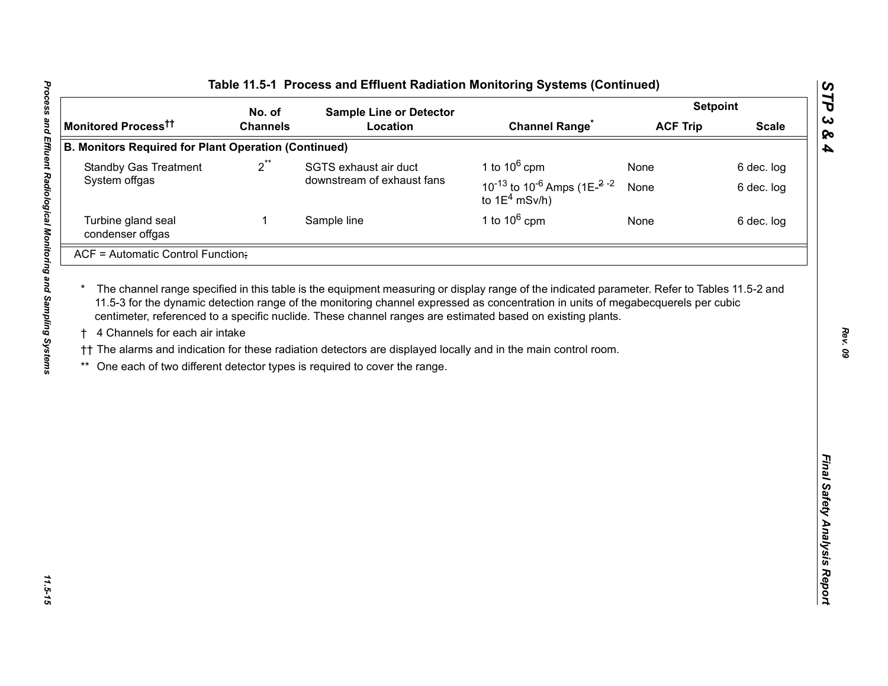**Table 11.5-1 Process and Effluent Radiation Monitoring Systems (Continued)**

| Monitored Process†† | No. of Channels | Sample Line or Detector Location | Channel Range* | Setpoint | |
|---|---|---|---|---|---|
| | | | | ACF Trip | Scale |
| **B. Monitors Required for Plant Operation (Continued)** | | | | | |
| Standby Gas Treatment System offgas | 2** | SGTS exhaust air duct downstream of exhaust fans | 1 to $10^6$ cpm | None | 6 dec. log |
| | | | $10^{-13}$ to $10^{-6}$ Amps (1E-~~2~~ -2 to $1E^4$ mSv/h) | None | 6 dec. log |
| Turbine gland seal condenser offgas | 1 | Sample line | 1 to $10^6$ cpm | None | 6 dec. log |
| ACF = Automatic Control Function~~;~~ | | | | | |

\* The channel range specified in this table is the equipment measuring or display range of the indicated parameter. Refer to Tables 11.5-2 and 11.5-3 for the dynamic detection range of the monitoring channel expressed as concentration in units of megabecquerels per cubic centimeter, referenced to a specific nuclide. These channel ranges are estimated based on existing plants.

† 4 Channels for each air intake

†† The alarms and indication for these radiation detectors are displayed locally and in the main control room.

** One each of two different detector types is required to cover the range.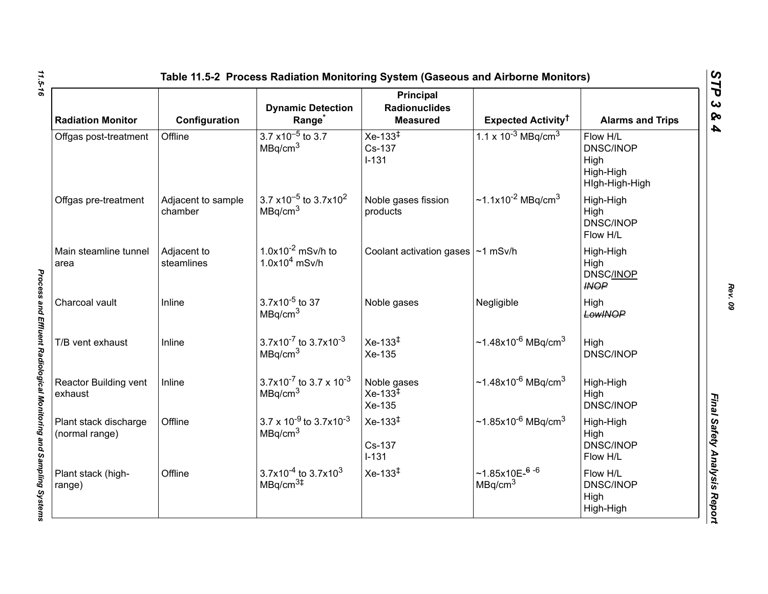## Table 11.5-2 Process Radiation Monitoring System (Gaseous and Airborne Monitors)

| Radiation Monitor | Configuration | Dynamic Detection Range* | Principal Radionuclides Measured | Expected Activity† | Alarms and Trips |
|---|---|---|---|---|---|
| Offgas post-treatment | Offline | 3.7 $x10^{-5}$ to 3.7 $MBq/cm^3$ | Xe-133‡<br>Cs-137<br>I-131 | 1.1 x $10^{-3}$ $MBq/cm^3$ | Flow H/L<br>DNSC/INOP<br>High<br>High-High<br>HIgh-High-High |
| Offgas pre-treatment | Adjacent to sample chamber | 3.7 $x10^{-5}$ to $3.7x10^2$ $MBq/cm^3$ | Noble gases fission products | ~$1.1x10^{-2}$ $MBq/cm^3$ | High-High<br>High<br>DNSC/INOP<br>Flow H/L |
| Main steamline tunnel area | Adjacent to steamlines | $1.0x10^{-2}$ mSv/h to $1.0x10^4$ mSv/h | Coolant activation gases | ~1 mSv/h | High-High<br>High<br>DNSC/INOP<br>~~INOP~~ |
| Charcoal vault | Inline | $3.7x10^{-5}$ to 37 $MBq/cm^3$ | Noble gases | Negligible | High<br>~~LowINOP~~ |
| T/B vent exhaust | Inline | $3.7x10^{-7}$ to $3.7x10^{-3}$ $MBq/cm^3$ | Xe-133‡<br>Xe-135 | ~$1.48x10^{-6}$ $MBq/cm^3$ | High<br>DNSC/INOP |
| Reactor Building vent exhaust | Inline | $3.7x10^{-7}$ to 3.7 x $10^{-3}$ $MBq/cm^3$ | Noble gases<br>Xe-133‡<br>Xe-135 | ~$1.48x10^{-6}$ $MBq/cm^3$ | High-High<br>High<br>DNSC/INOP |
| Plant stack discharge (normal range) | Offline | 3.7 x $10^{-9}$ to $3.7x10^{-3}$ $MBq/cm^3$ | Xe-133‡<br>Cs-137<br>I-131 | ~$1.85x10^{-6}$ $MBq/cm^3$ | High-High<br>High<br>DNSC/INOP<br>Flow H/L |
| Plant stack (high-range) | Offline | $3.7x10^{-4}$ to $3.7x10^3$ $MBq/cm^3$‡ | Xe-133‡ | ~1.85x10E-~~6~~ -6 $MBq/cm^3$ | Flow H/L<br>DNSC/INOP<br>High<br>High-High |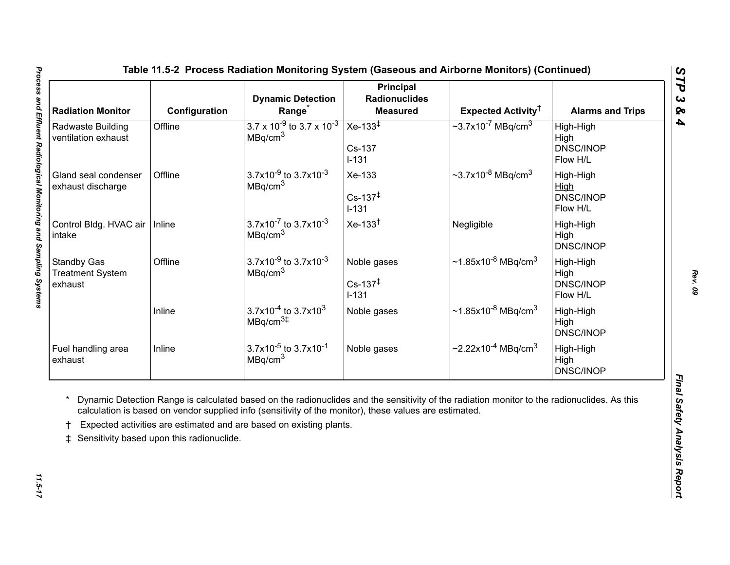## Table 11.5-2 Process Radiation Monitoring System (Gaseous and Airborne Monitors) (Continued)

| Radiation Monitor | Configuration | Dynamic Detection Range* | Principal Radionuclides Measured | Expected Activity† | Alarms and Trips |
|---|---|---|---|---|---|
| Radwaste Building ventilation exhaust | Offline | $3.7 \times 10^{-9}$ to $3.7 \times 10^{-3}$ MBq/cm$^3$ | Xe-133‡<br><br>Cs-137<br>I-131 | ~$3.7 \times 10^{-7}$ MBq/cm$^3$ | High-High<br>High<br>DNSC/INOP<br>Flow H/L |
| Gland seal condenser exhaust discharge | Offline | $3.7 \times 10^{-9}$ to $3.7 \times 10^{-3}$ MBq/cm$^3$ | Xe-133<br><br>Cs-137‡<br>I-131 | ~$3.7 \times 10^{-8}$ MBq/cm$^3$ | High-High<br>High<br>DNSC/INOP<br>Flow H/L |
| Control Bldg. HVAC air intake | Inline | $3.7 \times 10^{-7}$ to $3.7 \times 10^{-3}$ MBq/cm$^3$ | Xe-133† | Negligible | High-High<br>High<br>DNSC/INOP |
| Standby Gas Treatment System exhaust | Offline | $3.7 \times 10^{-9}$ to $3.7 \times 10^{-3}$ MBq/cm$^3$ | Noble gases<br><br>Cs-137‡<br>I-131 | ~$1.85 \times 10^{-8}$ MBq/cm$^3$ | High-High<br>High<br>DNSC/INOP<br>Flow H/L |
| | Inline | $3.7 \times 10^{-4}$ to $3.7 \times 10^{3}$ MBq/cm$^3$‡ | Noble gases | ~$1.85 \times 10^{-8}$ MBq/cm$^3$ | High-High<br>High<br>DNSC/INOP |
| Fuel handling area exhaust | Inline | $3.7 \times 10^{-5}$ to $3.7 \times 10^{-1}$ MBq/cm$^3$ | Noble gases | ~$2.22 \times 10^{-4}$ MBq/cm$^3$ | High-High<br>High<br>DNSC/INOP |

\* Dynamic Detection Range is calculated based on the radionuclides and the sensitivity of the radiation monitor to the radionuclides. As this calculation is based on vendor supplied info (sensitivity of the monitor), these values are estimated.

† Expected activities are estimated and are based on existing plants.

‡ Sensitivity based upon this radionuclide.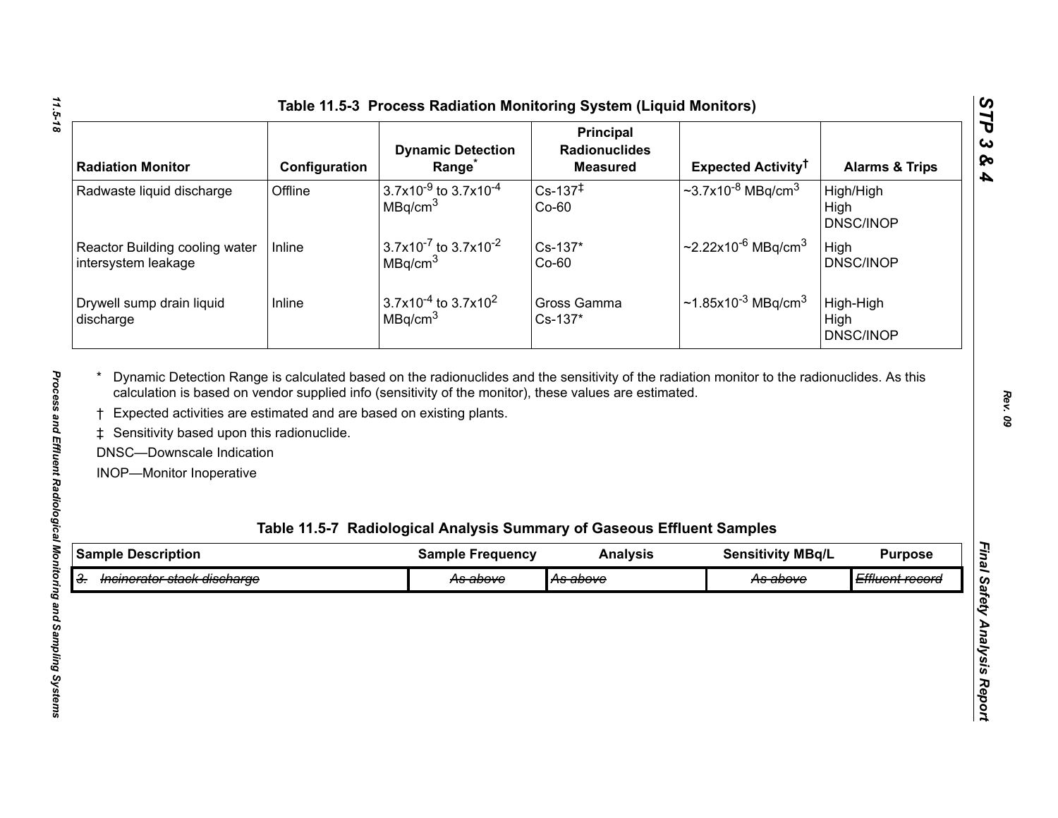## Table 11.5-3 Process Radiation Monitoring System (Liquid Monitors)

| Radiation Monitor | Configuration | Dynamic Detection Range* | Principal Radionuclides Measured | Expected Activity† | Alarms & Trips |
|---|---|---|---|---|---|
| Radwaste liquid discharge | Offline | $3.7 \times 10^{-9}$ to $3.7 \times 10^{-4}$ $MBq/cm^3$ | Cs-137‡ Co-60 | ~$3.7 \times 10^{-8}$ $MBq/cm^3$ | High/High High DNSC/INOP |
| Reactor Building cooling water intersystem leakage | Inline | $3.7 \times 10^{-7}$ to $3.7 \times 10^{-2}$ $MBq/cm^3$ | Cs-137* Co-60 | ~$2.22 \times 10^{-6}$ $MBq/cm^3$ | High DNSC/INOP |
| Drywell sump drain liquid discharge | Inline | $3.7 \times 10^{-4}$ to $3.7 \times 10^{2}$ $MBq/cm^3$ | Gross Gamma Cs-137* | ~$1.85 \times 10^{-3}$ $MBq/cm^3$ | High-High High DNSC/INOP |

\* Dynamic Detection Range is calculated based on the radionuclides and the sensitivity of the radiation monitor to the radionuclides. As this calculation is based on vendor supplied info (sensitivity of the monitor), these values are estimated.

† Expected activities are estimated and are based on existing plants.

‡ Sensitivity based upon this radionuclide.

DNSC—Downscale Indication

INOP—Monitor Inoperative

## Table 11.5-7 Radiological Analysis Summary of Gaseous Effluent Samples

| Sample Description | Sample Frequency | Analysis | Sensitivity MBq/L | Purpose |
|---|---|---|---|---|
| ~~3. Incinerator stack discharge~~ | ~~As above~~ | ~~As above~~ | ~~As above~~ | ~~Effluent record~~ |